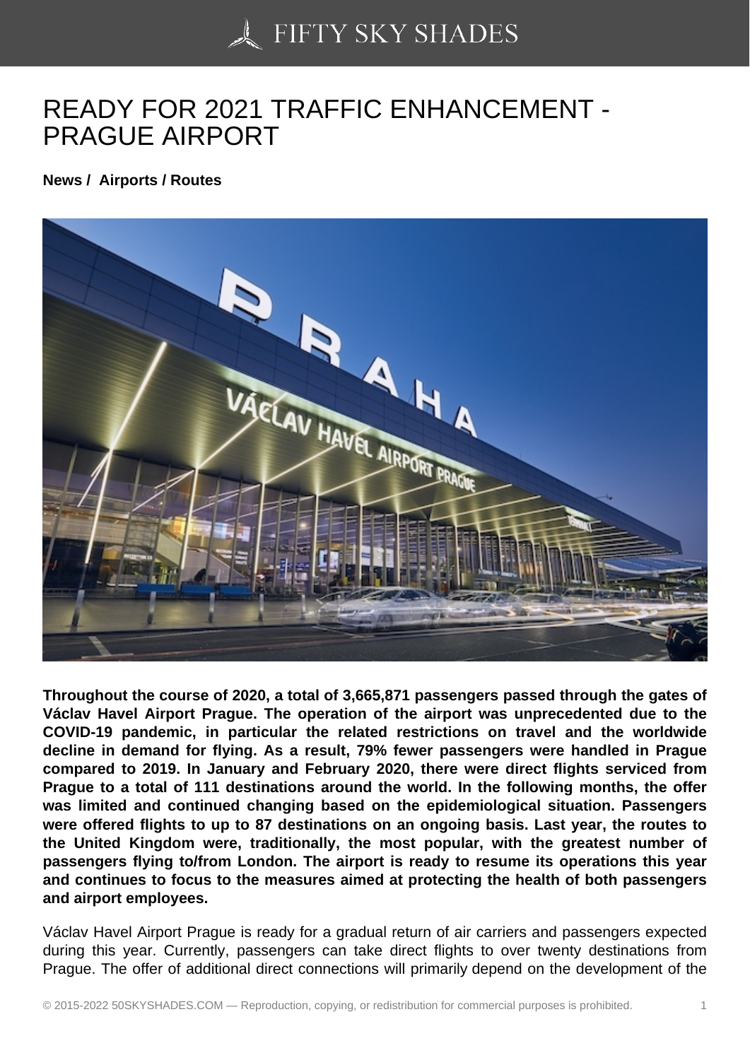# READY FOR 2021 TRAFFIC ENHANCEMENT - PRAGUE AIRPORT

**News / Airports / Routes**

**Throughout the course of 2020, a total of 3,665,871 passengers passed through the gates of Václav Havel Airport Prague. The operation of the airport was unprecedented due to the COVID-19 pandemic, in particular the related restrictions on travel and the worldwide decline in demand for flying. As a result, 79% fewer passengers were handled in Prague compared to 2019. In January and February 2020, there were direct flights serviced from Prague to a total of 111 destinations around the world. In the following months, the offer was limited and continued changing based on the epidemiological situation. Passengers were offered flights to up to 87 destinations on an ongoing basis. Last year, the routes to the United Kingdom were, traditionally, the most popular, with the greatest number of passengers flying to/from London. The airport is ready to resume its operations this year and continues to focus to the measures aimed at protecting the health of both passengers and airport employees.**

Václav Havel Airport Prague is ready for a gradual return of air carriers and passengers expected during this year. Currently, passengers can take direct flights to over twenty destinations from Prague. The offer of additional direct connections will primarily depend on the development of the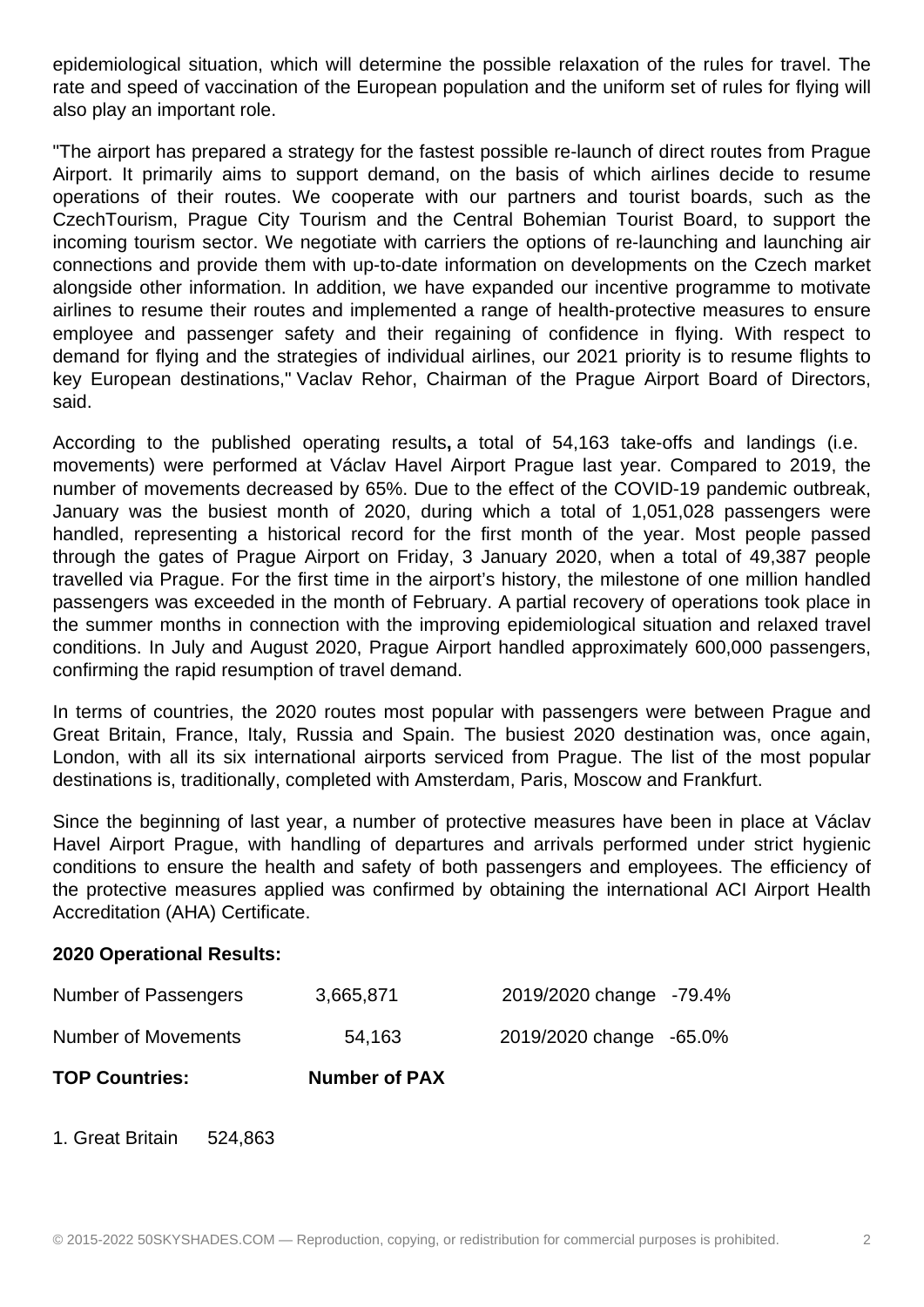epidemiological situation, which will determine the possible relaxation of the rules for travel. The rate and speed of vaccination of the European population and the uniform set of rules for flying will also play an important role.

"The airport has prepared a strategy for the fastest possible re-launch of direct routes from Prague Airport. It primarily aims to support demand, on the basis of which airlines decide to resume operations of their routes. We cooperate with our partners and tourist boards, such as the CzechTourism, Prague City Tourism and the Central Bohemian Tourist Board, to support the incoming tourism sector. We negotiate with carriers the options of re-launching and launching air connections and provide them with up-to-date information on developments on the Czech market alongside other information. In addition, we have expanded our incentive programme to motivate airlines to resume their routes and implemented a range of health-protective measures to ensure employee and passenger safety and their regaining of confidence in flying. With respect to demand for flying and the strategies of individual airlines, our 2021 priority is to resume flights to key European destinations," Vaclav Rehor, Chairman of the Prague Airport Board of Directors, said.

According to the published operating results**,** a total of 54,163 take-offs and landings (i.e. movements) were performed at Václav Havel Airport Prague last year. Compared to 2019, the number of movements decreased by 65%. Due to the effect of the COVID-19 pandemic outbreak, January was the busiest month of 2020, during which a total of 1,051,028 passengers were handled, representing a historical record for the first month of the year. Most people passed through the gates of Prague Airport on Friday, 3 January 2020, when a total of 49,387 people travelled via Prague. For the first time in the airport's history, the milestone of one million handled passengers was exceeded in the month of February. A partial recovery of operations took place in the summer months in connection with the improving epidemiological situation and relaxed travel conditions. In July and August 2020, Prague Airport handled approximately 600,000 passengers, confirming the rapid resumption of travel demand.

In terms of countries, the 2020 routes most popular with passengers were between Prague and Great Britain, France, Italy, Russia and Spain. The busiest 2020 destination was, once again, London, with all its six international airports serviced from Prague. The list of the most popular destinations is, traditionally, completed with Amsterdam, Paris, Moscow and Frankfurt.

Since the beginning of last year, a number of protective measures have been in place at Václav Havel Airport Prague, with handling of departures and arrivals performed under strict hygienic conditions to ensure the health and safety of both passengers and employees. The efficiency of the protective measures applied was confirmed by obtaining the international ACI Airport Health Accreditation (AHA) Certificate.

**2020 Operational Results:**

| | | | |
|---|---|---|---|
| Number of Passengers | 3,665,871 | 2019/2020 change | -79.4% |
| Number of Movements | 54,163 | 2019/2020 change | -65.0% |

| **TOP Countries:** | **Number of PAX** |
|---|---|
| 1. Great Britain | 524,863 |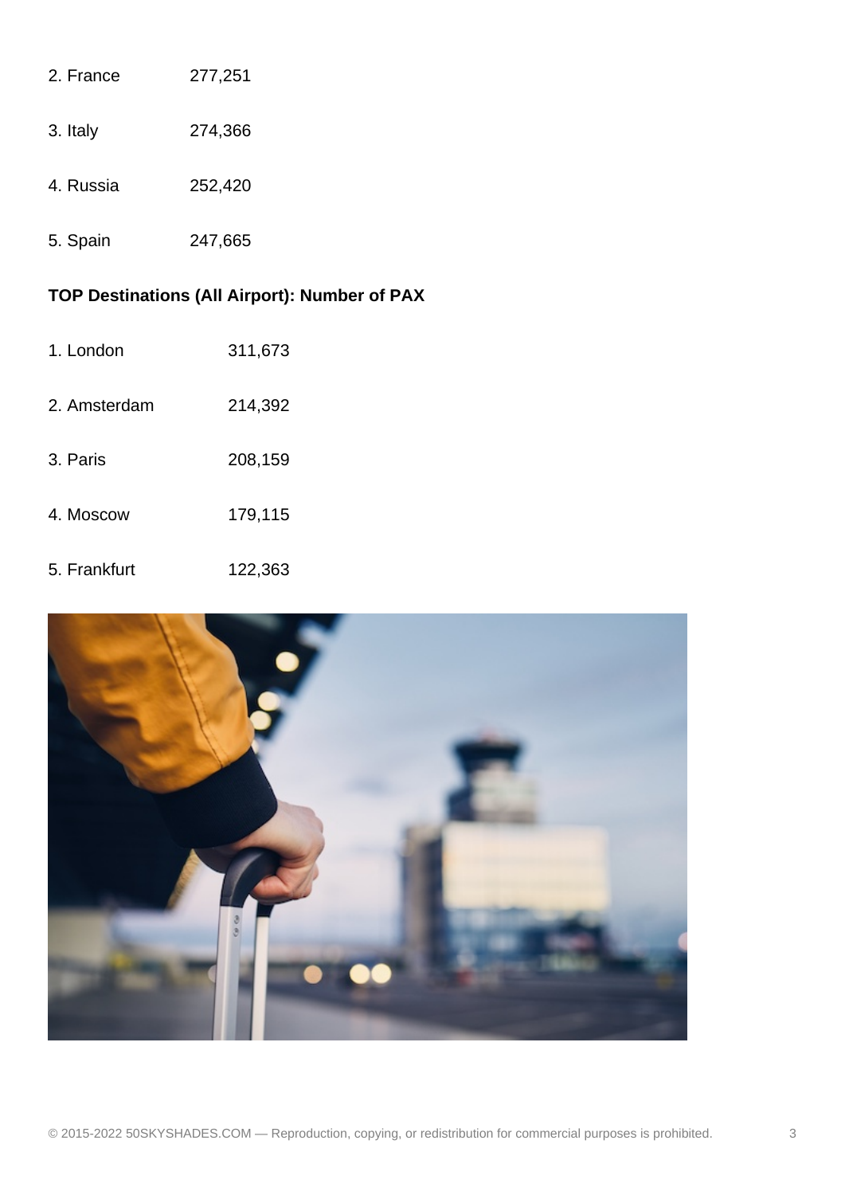| | |
|---|---|
| 2. France | 277,251 |
| 3. Italy | 274,366 |
| 4. Russia | 252,420 |
| 5. Spain | 247,665 |

**TOP Destinations (All Airport): Number of PAX**

| | |
|---|---|
| 1. London | 311,673 |
| 2. Amsterdam | 214,392 |
| 3. Paris | 208,159 |
| 4. Moscow | 179,115 |
| 5. Frankfurt | 122,363 |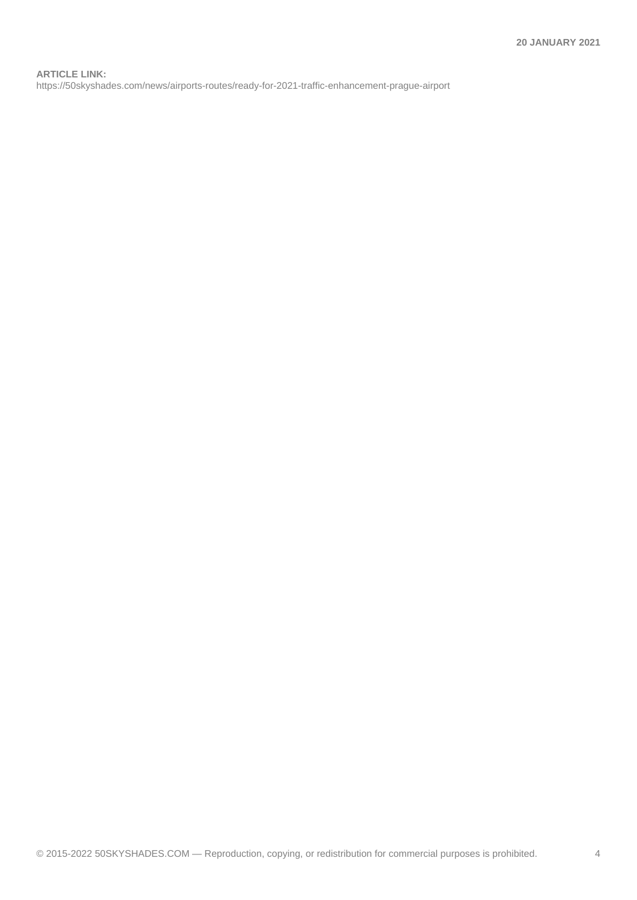**ARTICLE LINK:**
https://50skyshades.com/news/airports-routes/ready-for-2021-traffic-enhancement-prague-airport